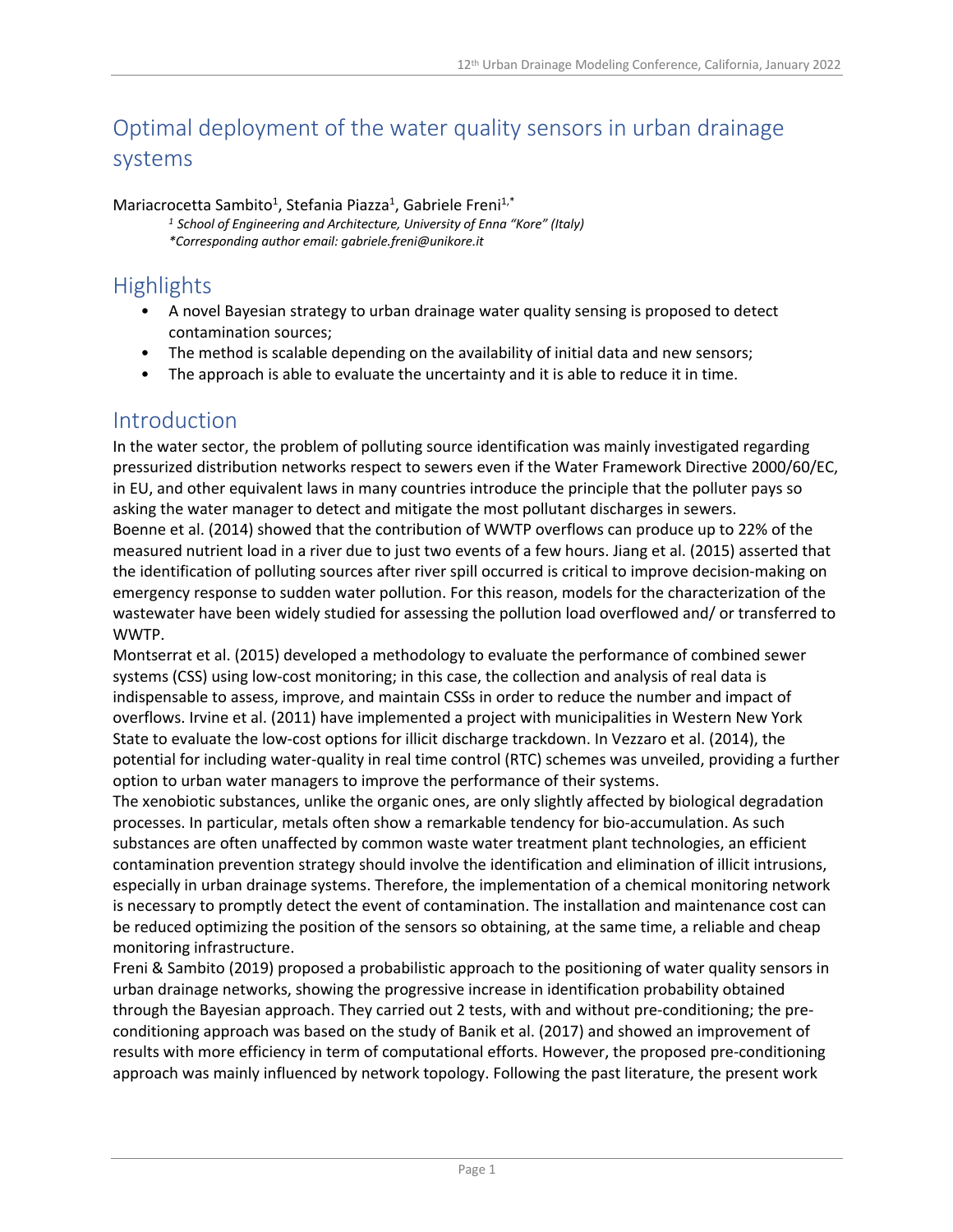# Optimal deployment of the water quality sensors in urban drainage systems

Mariacrocetta Sambito[1], Stefania Piazza[1], Gabriele Freni[1,*]

*[1] School of Engineering and Architecture, University of Enna "Kore" (Italy)*
*\*Corresponding author email: gabriele.freni@unikore.it*

## Highlights

- A novel Bayesian strategy to urban drainage water quality sensing is proposed to detect contamination sources;
- The method is scalable depending on the availability of initial data and new sensors;
- The approach is able to evaluate the uncertainty and it is able to reduce it in time.

## Introduction

In the water sector, the problem of polluting source identification was mainly investigated regarding pressurized distribution networks respect to sewers even if the Water Framework Directive 2000/60/EC, in EU, and other equivalent laws in many countries introduce the principle that the polluter pays so asking the water manager to detect and mitigate the most pollutant discharges in sewers.

Boenne et al. (2014) showed that the contribution of WWTP overflows can produce up to 22% of the measured nutrient load in a river due to just two events of a few hours. Jiang et al. (2015) asserted that the identification of polluting sources after river spill occurred is critical to improve decision-making on emergency response to sudden water pollution. For this reason, models for the characterization of the wastewater have been widely studied for assessing the pollution load overflowed and/ or transferred to WWTP.

Montserrat et al. (2015) developed a methodology to evaluate the performance of combined sewer systems (CSS) using low-cost monitoring; in this case, the collection and analysis of real data is indispensable to assess, improve, and maintain CSSs in order to reduce the number and impact of overflows. Irvine et al. (2011) have implemented a project with municipalities in Western New York State to evaluate the low-cost options for illicit discharge trackdown. In Vezzaro et al. (2014), the potential for including water-quality in real time control (RTC) schemes was unveiled, providing a further option to urban water managers to improve the performance of their systems.

The xenobiotic substances, unlike the organic ones, are only slightly affected by biological degradation processes. In particular, metals often show a remarkable tendency for bio-accumulation. As such substances are often unaffected by common waste water treatment plant technologies, an efficient contamination prevention strategy should involve the identification and elimination of illicit intrusions, especially in urban drainage systems. Therefore, the implementation of a chemical monitoring network is necessary to promptly detect the event of contamination. The installation and maintenance cost can be reduced optimizing the position of the sensors so obtaining, at the same time, a reliable and cheap monitoring infrastructure.

Freni & Sambito (2019) proposed a probabilistic approach to the positioning of water quality sensors in urban drainage networks, showing the progressive increase in identification probability obtained through the Bayesian approach. They carried out 2 tests, with and without pre-conditioning; the pre-conditioning approach was based on the study of Banik et al. (2017) and showed an improvement of results with more efficiency in term of computational efforts. However, the proposed pre-conditioning approach was mainly influenced by network topology. Following the past literature, the present work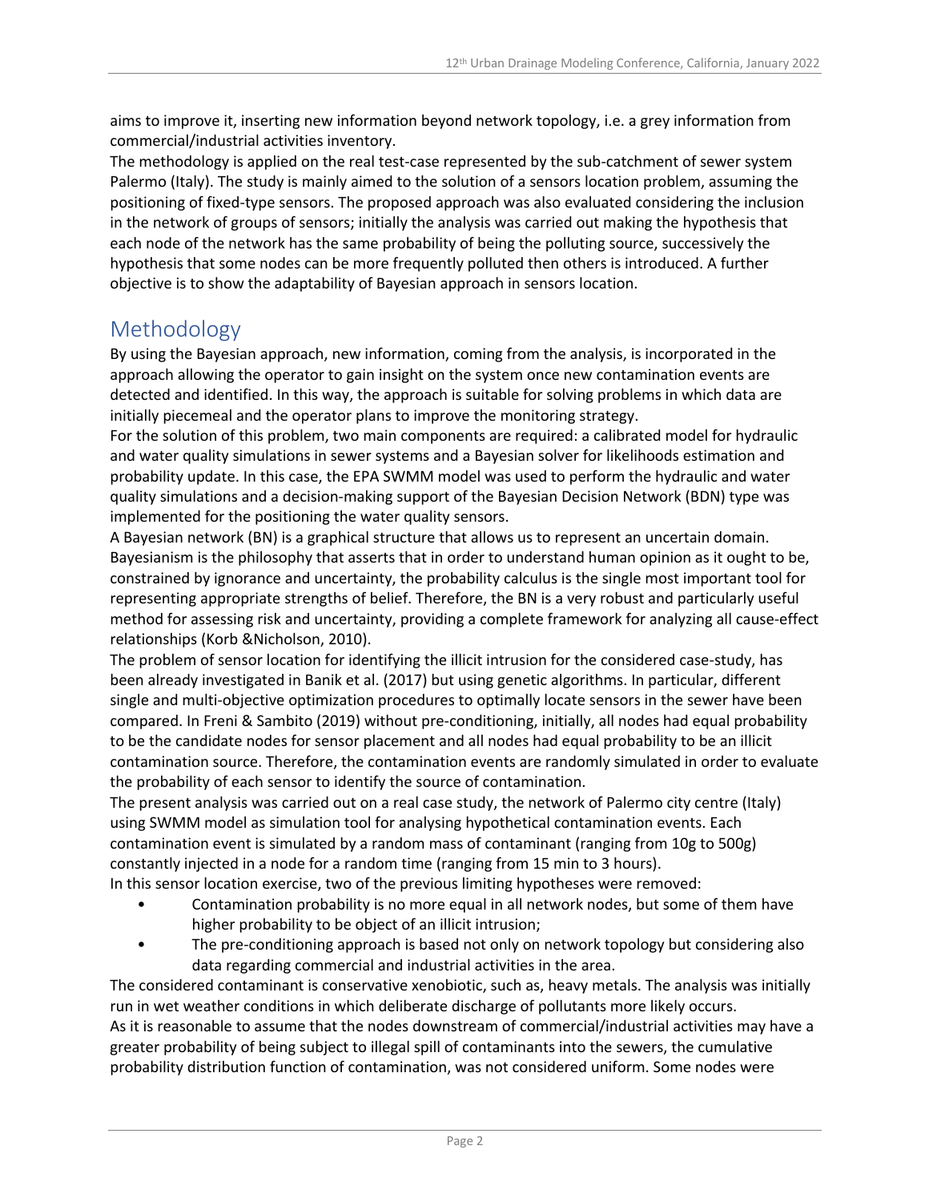aims to improve it, inserting new information beyond network topology, i.e. a grey information from commercial/industrial activities inventory.

The methodology is applied on the real test-case represented by the sub-catchment of sewer system Palermo (Italy). The study is mainly aimed to the solution of a sensors location problem, assuming the positioning of fixed-type sensors. The proposed approach was also evaluated considering the inclusion in the network of groups of sensors; initially the analysis was carried out making the hypothesis that each node of the network has the same probability of being the polluting source, successively the hypothesis that some nodes can be more frequently polluted then others is introduced. A further objective is to show the adaptability of Bayesian approach in sensors location.

## Methodology

By using the Bayesian approach, new information, coming from the analysis, is incorporated in the approach allowing the operator to gain insight on the system once new contamination events are detected and identified. In this way, the approach is suitable for solving problems in which data are initially piecemeal and the operator plans to improve the monitoring strategy.

For the solution of this problem, two main components are required: a calibrated model for hydraulic and water quality simulations in sewer systems and a Bayesian solver for likelihoods estimation and probability update. In this case, the EPA SWMM model was used to perform the hydraulic and water quality simulations and a decision-making support of the Bayesian Decision Network (BDN) type was implemented for the positioning the water quality sensors.

A Bayesian network (BN) is a graphical structure that allows us to represent an uncertain domain. Bayesianism is the philosophy that asserts that in order to understand human opinion as it ought to be, constrained by ignorance and uncertainty, the probability calculus is the single most important tool for representing appropriate strengths of belief. Therefore, the BN is a very robust and particularly useful method for assessing risk and uncertainty, providing a complete framework for analyzing all cause-effect relationships (Korb &Nicholson, 2010).

The problem of sensor location for identifying the illicit intrusion for the considered case-study, has been already investigated in Banik et al. (2017) but using genetic algorithms. In particular, different single and multi-objective optimization procedures to optimally locate sensors in the sewer have been compared. In Freni & Sambito (2019) without pre-conditioning, initially, all nodes had equal probability to be the candidate nodes for sensor placement and all nodes had equal probability to be an illicit contamination source. Therefore, the contamination events are randomly simulated in order to evaluate the probability of each sensor to identify the source of contamination.

The present analysis was carried out on a real case study, the network of Palermo city centre (Italy) using SWMM model as simulation tool for analysing hypothetical contamination events. Each contamination event is simulated by a random mass of contaminant (ranging from 10g to 500g) constantly injected in a node for a random time (ranging from 15 min to 3 hours).

In this sensor location exercise, two of the previous limiting hypotheses were removed:

- Contamination probability is no more equal in all network nodes, but some of them have higher probability to be object of an illicit intrusion;
- The pre-conditioning approach is based not only on network topology but considering also data regarding commercial and industrial activities in the area.

The considered contaminant is conservative xenobiotic, such as, heavy metals. The analysis was initially run in wet weather conditions in which deliberate discharge of pollutants more likely occurs.

As it is reasonable to assume that the nodes downstream of commercial/industrial activities may have a greater probability of being subject to illegal spill of contaminants into the sewers, the cumulative probability distribution function of contamination, was not considered uniform. Some nodes were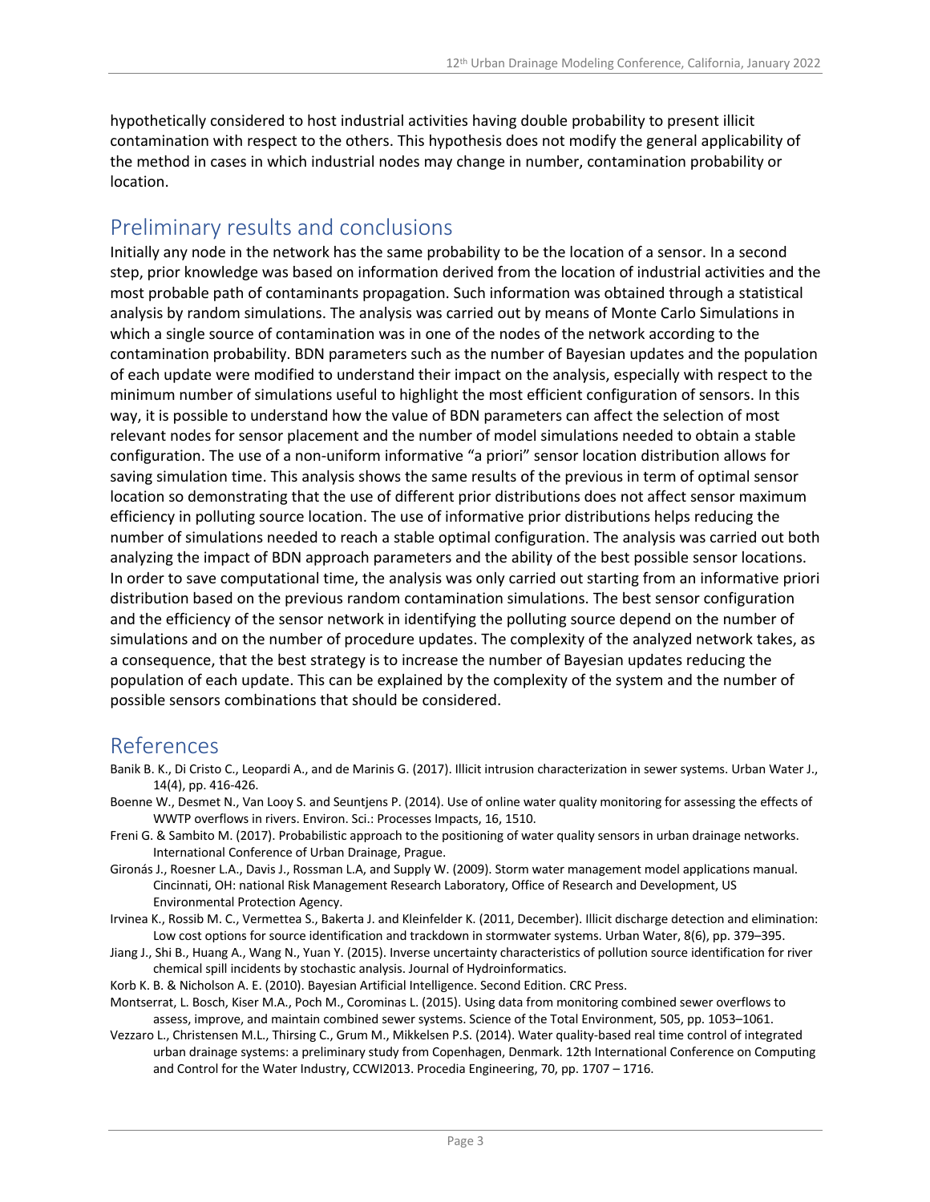hypothetically considered to host industrial activities having double probability to present illicit contamination with respect to the others. This hypothesis does not modify the general applicability of the method in cases in which industrial nodes may change in number, contamination probability or location.

## Preliminary results and conclusions

Initially any node in the network has the same probability to be the location of a sensor. In a second step, prior knowledge was based on information derived from the location of industrial activities and the most probable path of contaminants propagation. Such information was obtained through a statistical analysis by random simulations. The analysis was carried out by means of Monte Carlo Simulations in which a single source of contamination was in one of the nodes of the network according to the contamination probability. BDN parameters such as the number of Bayesian updates and the population of each update were modified to understand their impact on the analysis, especially with respect to the minimum number of simulations useful to highlight the most efficient configuration of sensors. In this way, it is possible to understand how the value of BDN parameters can affect the selection of most relevant nodes for sensor placement and the number of model simulations needed to obtain a stable configuration. The use of a non-uniform informative "a priori" sensor location distribution allows for saving simulation time. This analysis shows the same results of the previous in term of optimal sensor location so demonstrating that the use of different prior distributions does not affect sensor maximum efficiency in polluting source location. The use of informative prior distributions helps reducing the number of simulations needed to reach a stable optimal configuration. The analysis was carried out both analyzing the impact of BDN approach parameters and the ability of the best possible sensor locations. In order to save computational time, the analysis was only carried out starting from an informative priori distribution based on the previous random contamination simulations. The best sensor configuration and the efficiency of the sensor network in identifying the polluting source depend on the number of simulations and on the number of procedure updates. The complexity of the analyzed network takes, as a consequence, that the best strategy is to increase the number of Bayesian updates reducing the population of each update. This can be explained by the complexity of the system and the number of possible sensors combinations that should be considered.

## References

Banik B. K., Di Cristo C., Leopardi A., and de Marinis G. (2017). Illicit intrusion characterization in sewer systems. Urban Water J., 14(4), pp. 416-426.

Boenne W., Desmet N., Van Looy S. and Seuntjens P. (2014). Use of online water quality monitoring for assessing the effects of WWTP overflows in rivers. Environ. Sci.: Processes Impacts, 16, 1510.

Freni G. & Sambito M. (2017). Probabilistic approach to the positioning of water quality sensors in urban drainage networks. International Conference of Urban Drainage, Prague.

Gironás J., Roesner L.A., Davis J., Rossman L.A, and Supply W. (2009). Storm water management model applications manual. Cincinnati, OH: national Risk Management Research Laboratory, Office of Research and Development, US Environmental Protection Agency.

Irvinea K., Rossib M. C., Vermettea S., Bakerta J. and Kleinfelder K. (2011, December). Illicit discharge detection and elimination: Low cost options for source identification and trackdown in stormwater systems. Urban Water, 8(6), pp. 379–395.

Jiang J., Shi B., Huang A., Wang N., Yuan Y. (2015). Inverse uncertainty characteristics of pollution source identification for river chemical spill incidents by stochastic analysis. Journal of Hydroinformatics.

Korb K. B. & Nicholson A. E. (2010). Bayesian Artificial Intelligence. Second Edition. CRC Press.

Montserrat, L. Bosch, Kiser M.A., Poch M., Corominas L. (2015). Using data from monitoring combined sewer overflows to assess, improve, and maintain combined sewer systems. Science of the Total Environment, 505, pp. 1053–1061.

Vezzaro L., Christensen M.L., Thirsing C., Grum M., Mikkelsen P.S. (2014). Water quality-based real time control of integrated urban drainage systems: a preliminary study from Copenhagen, Denmark. 12th International Conference on Computing and Control for the Water Industry, CCWI2013. Procedia Engineering, 70, pp. 1707 – 1716.